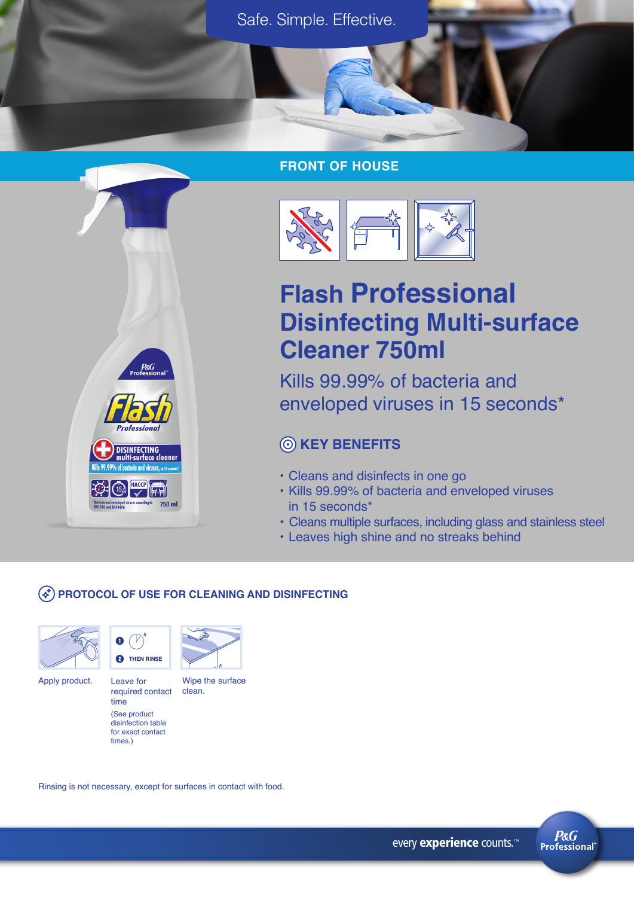Safe. Simple. Effective.

## FRONT OF HOUSE

# Flash Professional Disinfecting Multi-surface Cleaner 750ml

Kills 99.99% of bacteria and enveloped viruses in 15 seconds*

### KEY BENEFITS

- Cleans and disinfects in one go
- Kills 99.99% of bacteria and enveloped viruses in 15 seconds*
- Cleans multiple surfaces, including glass and stainless steel
- Leaves high shine and no streaks behind

### PROTOCOL OF USE FOR CLEANING AND DISINFECTING

1. Apply product.
2. Leave for required contact time (See product disinfection table for exact contact times.) THEN RINSE
3. Wipe the surface clean.

Rinsing is not necessary, except for surfaces in contact with food.

every **experience** counts.™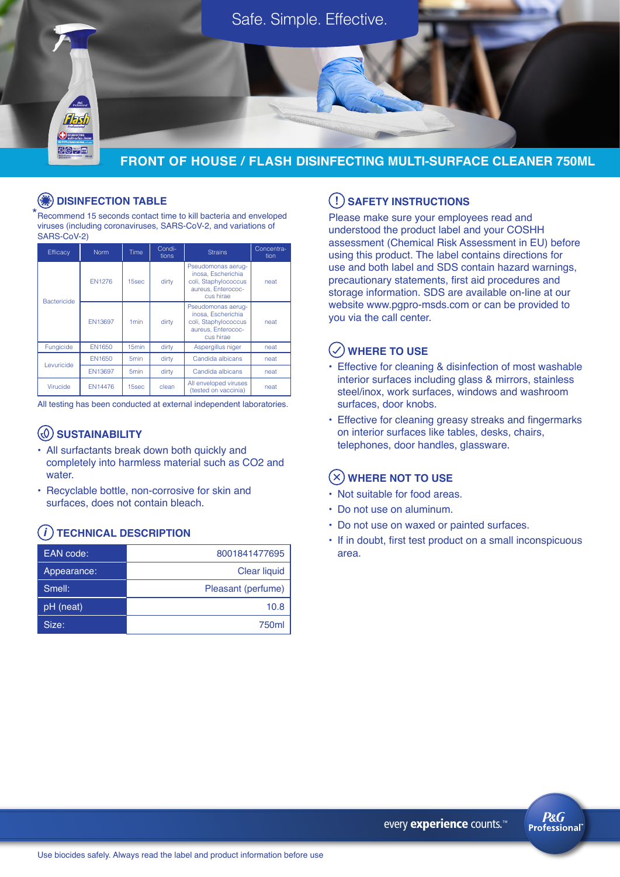Safe. Simple. Effective.

# FRONT OF HOUSE / FLASH DISINFECTING MULTI-SURFACE CLEANER 750ML

## DISINFECTION TABLE

*Recommend 15 seconds contact time to kill bacteria and enveloped viruses (including coronaviruses, SARS-CoV-2, and variations of SARS-CoV-2)

| Efficacy | Norm | Time | Conditions | Strains | Concentration |
|---|---|---|---|---|---|
| Bactericide | EN1276 | 15sec | dirty | Pseudomonas aeruginosa, Escherichia coli, Staphylococcus aureus, Enterococcus hirae | neat |
| | EN13697 | 1min | dirty | Pseudomonas aeruginosa, Escherichia coli, Staphylococcus aureus, Enterococcus hirae | neat |
| Fungicide | EN1650 | 15min | dirty | Aspergillus niger | neat |
| Levuricide | EN1650 | 5min | dirty | Candida albicans | neat |
| | EN13697 | 5min | dirty | Candida albicans | neat |
| Virucide | EN14476 | 15sec | clean | All enveloped viruses (tested on vaccinia) | neat |

All testing has been conducted at external independent laboratories.

## SUSTAINABILITY

- All surfactants break down both quickly and completely into harmless material such as $CO_2$ and water.
- Recyclable bottle, non-corrosive for skin and surfaces, does not contain bleach.

## TECHNICAL DESCRIPTION

| | |
|---|---|
| EAN code: | 8001841477695 |
| Appearance: | Clear liquid |
| Smell: | Pleasant (perfume) |
| pH (neat) | 10.8 |
| Size: | 750ml |

## SAFETY INSTRUCTIONS

Please make sure your employees read and understood the product label and your COSHH assessment (Chemical Risk Assessment in EU) before using this product. The label contains directions for use and both label and SDS contain hazard warnings, precautionary statements, first aid procedures and storage information. SDS are available on-line at our website www.pgpro-msds.com or can be provided to you via the call center.

## WHERE TO USE

- Effective for cleaning & disinfection of most washable interior surfaces including glass & mirrors, stainless steel/inox, work surfaces, windows and washroom surfaces, door knobs.
- Effective for cleaning greasy streaks and fingermarks on interior surfaces like tables, desks, chairs, telephones, door handles, glassware.

## WHERE NOT TO USE

- Not suitable for food areas.
- Do not use on aluminum.
- Do not use on waxed or painted surfaces.
- If in doubt, first test product on a small inconspicuous area.

every **experience** counts.™

P&G Professional™

Use biocides safely. Always read the label and product information before use